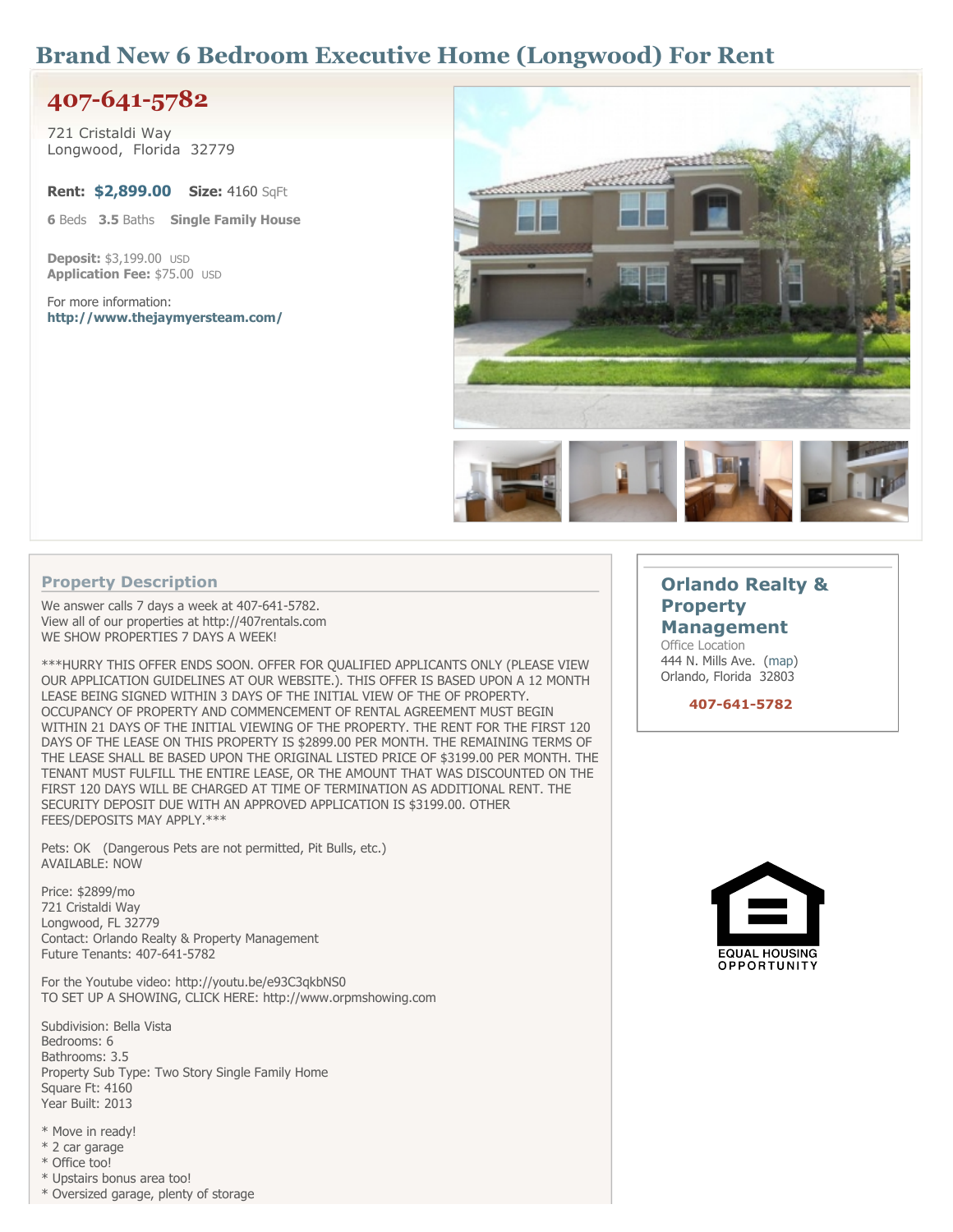# Brand New 6 Bedroom Executive Home (Longwood) For Rent

## 407-641-5782

721 Cristaldi Way
Longwood, Florida 32779

**Rent:** **$2,899.00** **Size:** 4160 SqFt

**6** Beds **3.5** Baths **Single Family House**

**Deposit:** $3,199.00 USD
**Application Fee:** $75.00 USD

For more information:
**http://www.thejaymyersteam.com/**

### Property Description

We answer calls 7 days a week at 407-641-5782.
View all of our properties at http://407rentals.com
WE SHOW PROPERTIES 7 DAYS A WEEK!

***HURRY THIS OFFER ENDS SOON. OFFER FOR QUALIFIED APPLICANTS ONLY (PLEASE VIEW OUR APPLICATION GUIDELINES AT OUR WEBSITE.). THIS OFFER IS BASED UPON A 12 MONTH LEASE BEING SIGNED WITHIN 3 DAYS OF THE INITIAL VIEW OF THE PROPERTY. OCCUPANCY OF PROPERTY AND COMMENCEMENT OF RENTAL AGREEMENT MUST BEGIN WITHIN 21 DAYS OF THE INITIAL VIEWING OF THE PROPERTY. THE RENT FOR THE FIRST 120 DAYS OF THE LEASE ON THIS PROPERTY IS $2899.00 PER MONTH. THE REMAINING TERMS OF THE LEASE SHALL BE BASED UPON THE ORIGINAL LISTED PRICE OF $3199.00 PER MONTH. THE TENANT MUST FULFILL THE ENTIRE LEASE, OR THE AMOUNT THAT WAS DISCOUNTED ON THE FIRST 120 DAYS WILL BE CHARGED AT TIME OF TERMINATION AS ADDITIONAL RENT. THE SECURITY DEPOSIT DUE WITH AN APPROVED APPLICATION IS $3199.00. OTHER FEES/DEPOSITS MAY APPLY.***

Pets: OK (Dangerous Pets are not permitted, Pit Bulls, etc.)
AVAILABLE: NOW

Price: $2899/mo
721 Cristaldi Way
Longwood, FL 32779
Contact: Orlando Realty & Property Management
Future Tenants: 407-641-5782

For the Youtube video: http://youtu.be/e93C3qkbNS0
TO SET UP A SHOWING, CLICK HERE: http://www.orpmshowing.com

Subdivision: Bella Vista
Bedrooms: 6
Bathrooms: 3.5
Property Sub Type: Two Story Single Family Home
Square Ft: 4160
Year Built: 2013

* Move in ready!
* 2 car garage
* Office too!
* Upstairs bonus area too!
* Oversized garage, plenty of storage

### Orlando Realty & Property Management

Office Location
444 N. Mills Ave. (map)
Orlando, Florida 32803

**407-641-5782**

EQUAL HOUSING OPPORTUNITY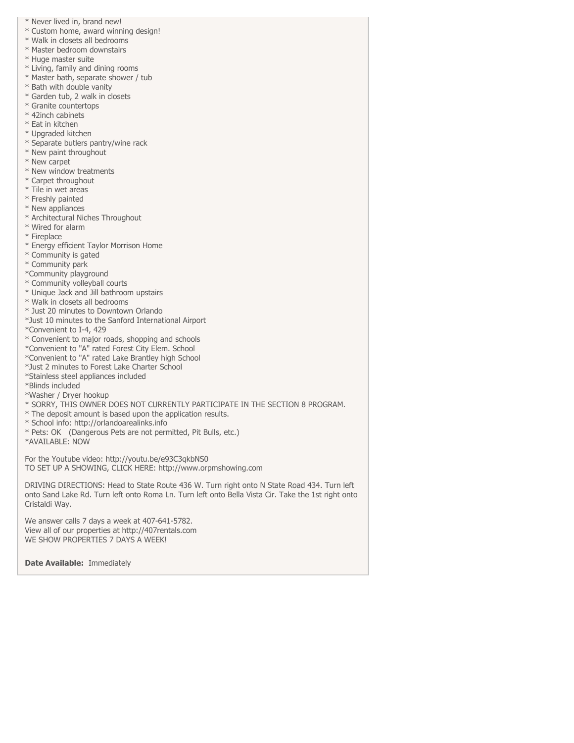* Never lived in, brand new!
* Custom home, award winning design!
* Walk in closets all bedrooms
* Master bedroom downstairs
* Huge master suite
* Living, family and dining rooms
* Master bath, separate shower / tub
* Bath with double vanity
* Garden tub, 2 walk in closets
* Granite countertops
* 42inch cabinets
* Eat in kitchen
* Upgraded kitchen
* Separate butlers pantry/wine rack
* New paint throughout
* New carpet
* New window treatments
* Carpet throughout
* Tile in wet areas
* Freshly painted
* New appliances
* Architectural Niches Throughout
* Wired for alarm
* Fireplace
* Energy efficient Taylor Morrison Home
* Community is gated
* Community park
*Community playground
* Community volleyball courts
* Unique Jack and Jill bathroom upstairs
* Walk in closets all bedrooms
* Just 20 minutes to Downtown Orlando
*Just 10 minutes to the Sanford International Airport
*Convenient to I-4, 429
* Convenient to major roads, shopping and schools
*Convenient to "A" rated Forest City Elem. School
*Convenient to "A" rated Lake Brantley high School
*Just 2 minutes to Forest Lake Charter School
*Stainless steel appliances included
*Blinds included
*Washer / Dryer hookup
* SORRY, THIS OWNER DOES NOT CURRENTLY PARTICIPATE IN THE SECTION 8 PROGRAM.
* The deposit amount is based upon the application results.
* School info: http://orlandoarealinks.info
* Pets: OK (Dangerous Pets are not permitted, Pit Bulls, etc.)
*AVAILABLE: NOW

For the Youtube video: http://youtu.be/e93C3qkbNS0
TO SET UP A SHOWING, CLICK HERE: http://www.orpmshowing.com

DRIVING DIRECTIONS: Head to State Route 436 W. Turn right onto N State Road 434. Turn left onto Sand Lake Rd. Turn left onto Roma Ln. Turn left onto Bella Vista Cir. Take the 1st right onto Cristaldi Way.

We answer calls 7 days a week at 407-641-5782.
View all of our properties at http://407rentals.com
WE SHOW PROPERTIES 7 DAYS A WEEK!

**Date Available:** Immediately